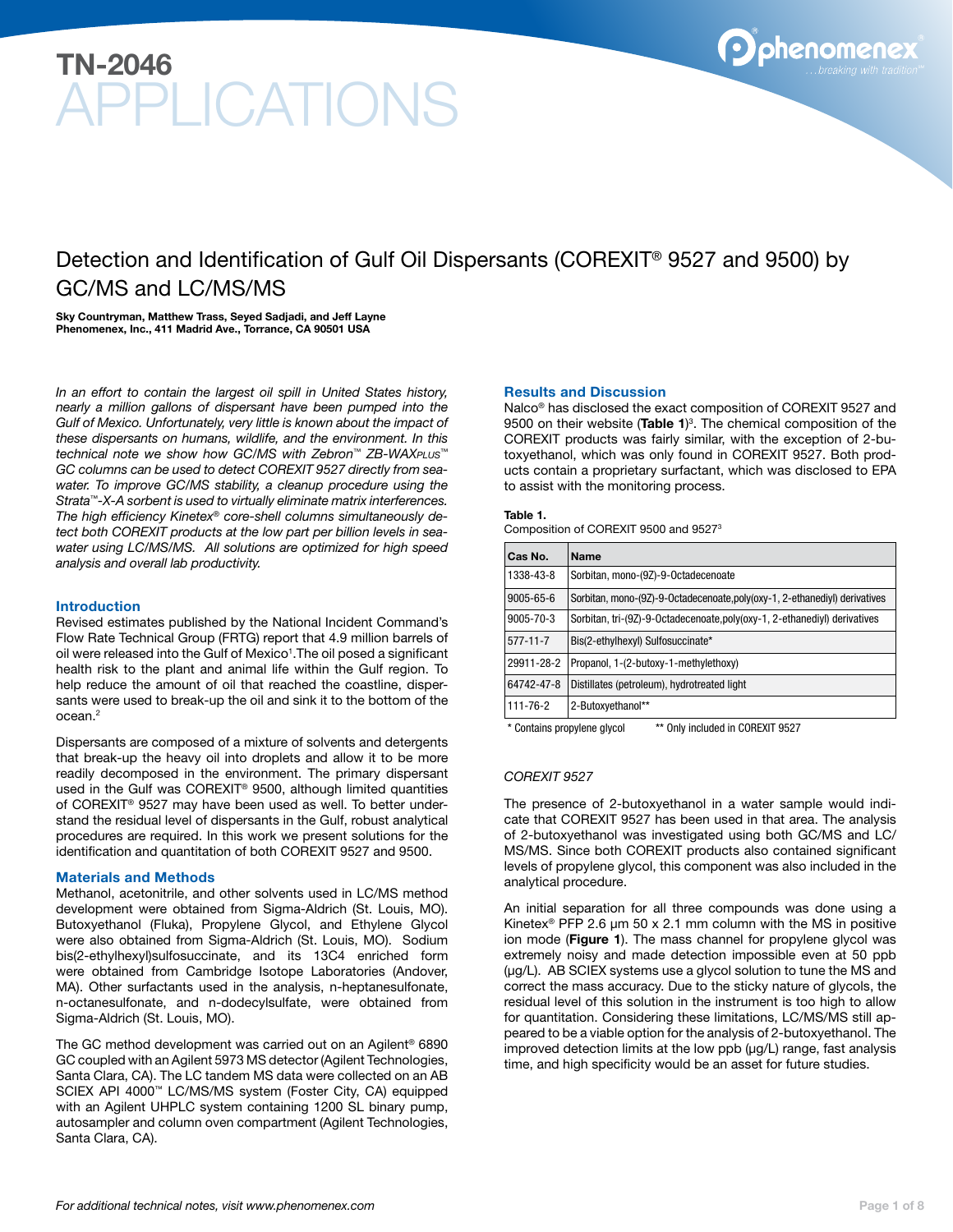# TN-2046 APPLICATIONS

## Detection and Identification of Gulf Oil Dispersants (COREXIT® 9527 and 9500) by GC/MS and LC/MS/MS

**Sky Countryman, Matthew Trass, Seyed Sadjadi, and Jeff Layne**
**Phenomenex, Inc., 411 Madrid Ave., Torrance, CA 90501 USA**

*In an effort to contain the largest oil spill in United States history, nearly a million gallons of dispersant have been pumped into the Gulf of Mexico. Unfortunately, very little is known about the impact of these dispersants on humans, wildlife, and the environment. In this technical note we show how GC/MS with Zebron™ ZB-WAXPLUS™ GC columns can be used to detect COREXIT 9527 directly from seawater. To improve GC/MS stability, a cleanup procedure using the Strata™-X-A sorbent is used to virtually eliminate matrix interferences. The high efficiency Kinetex® core-shell columns simultaneously detect both COREXIT products at the low part per billion levels in seawater using LC/MS/MS. All solutions are optimized for high speed analysis and overall lab productivity.*

### Introduction

Revised estimates published by the National Incident Command's Flow Rate Technical Group (FRTG) report that 4.9 million barrels of oil were released into the Gulf of Mexico[1]. The oil posed a significant health risk to the plant and animal life within the Gulf region. To help reduce the amount of oil that reached the coastline, dispersants were used to break-up the oil and sink it to the bottom of the ocean.[2]

Dispersants are composed of a mixture of solvents and detergents that break-up the heavy oil into droplets and allow it to be more readily decomposed in the environment. The primary dispersant used in the Gulf was COREXIT® 9500, although limited quantities of COREXIT® 9527 may have been used as well. To better understand the residual level of dispersants in the Gulf, robust analytical procedures are required. In this work we present solutions for the identification and quantitation of both COREXIT 9527 and 9500.

### Materials and Methods

Methanol, acetonitrile, and other solvents used in LC/MS method development were obtained from Sigma-Aldrich (St. Louis, MO). Butoxyethanol (Fluka), Propylene Glycol, and Ethylene Glycol were also obtained from Sigma-Aldrich (St. Louis, MO). Sodium bis(2-ethylhexyl)sulfosuccinate, and its 13C4 enriched form were obtained from Cambridge Isotope Laboratories (Andover, MA). Other surfactants used in the analysis, n-heptanesulfonate, n-octanesulfonate, and n-dodecylsulfate, were obtained from Sigma-Aldrich (St. Louis, MO).

The GC method development was carried out on an Agilent® 6890 GC coupled with an Agilent 5973 MS detector (Agilent Technologies, Santa Clara, CA). The LC tandem MS data were collected on an AB SCIEX API 4000™ LC/MS/MS system (Foster City, CA) equipped with an Agilent UHPLC system containing 1200 SL binary pump, autosampler and column oven compartment (Agilent Technologies, Santa Clara, CA).

### Results and Discussion

Nalco® has disclosed the exact composition of COREXIT 9527 and 9500 on their website (**Table 1**)[3]. The chemical composition of the COREXIT products was fairly similar, with the exception of 2-butoxyethanol, which was only found in COREXIT 9527. Both products contain a proprietary surfactant, which was disclosed to EPA to assist with the monitoring process.

**Table 1.**
Composition of COREXIT 9500 and 9527[3]

| Cas No. | Name |
|---|---|
| 1338-43-8 | Sorbitan, mono-(9Z)-9-Octadecenoate |
| 9005-65-6 | Sorbitan, mono-(9Z)-9-Octadecenoate,poly(oxy-1, 2-ethanediyl) derivatives |
| 9005-70-3 | Sorbitan, tri-(9Z)-9-Octadecenoate,poly(oxy-1, 2-ethanediyl) derivatives |
| 577-11-7 | Bis(2-ethylhexyl) Sulfosuccinate* |
| 29911-28-2 | Propanol, 1-(2-butoxy-1-methylethoxy) |
| 64742-47-8 | Distillates (petroleum), hydrotreated light |
| 111-76-2 | 2-Butoxyethanol** |

\* Contains propylene glycol  ** Only included in COREXIT 9527

#### *COREXIT 9527*

The presence of 2-butoxyethanol in a water sample would indicate that COREXIT 9527 has been used in that area. The analysis of 2-butoxyethanol was investigated using both GC/MS and LC/MS/MS. Since both COREXIT products also contained significant levels of propylene glycol, this component was also included in the analytical procedure.

An initial separation for all three compounds was done using a Kinetex® PFP 2.6 µm 50 x 2.1 mm column with the MS in positive ion mode (**Figure 1**). The mass channel for propylene glycol was extremely noisy and made detection impossible even at 50 ppb (µg/L). AB SCIEX systems use a glycol solution to tune the MS and correct the mass accuracy. Due to the sticky nature of glycols, the residual level of this solution in the instrument is too high to allow for quantitation. Considering these limitations, LC/MS/MS still appeared to be a viable option for the analysis of 2-butoxyethanol. The improved detection limits at the low ppb (µg/L) range, fast analysis time, and high specificity would be an asset for future studies.

*For additional technical notes, visit www.phenomenex.com*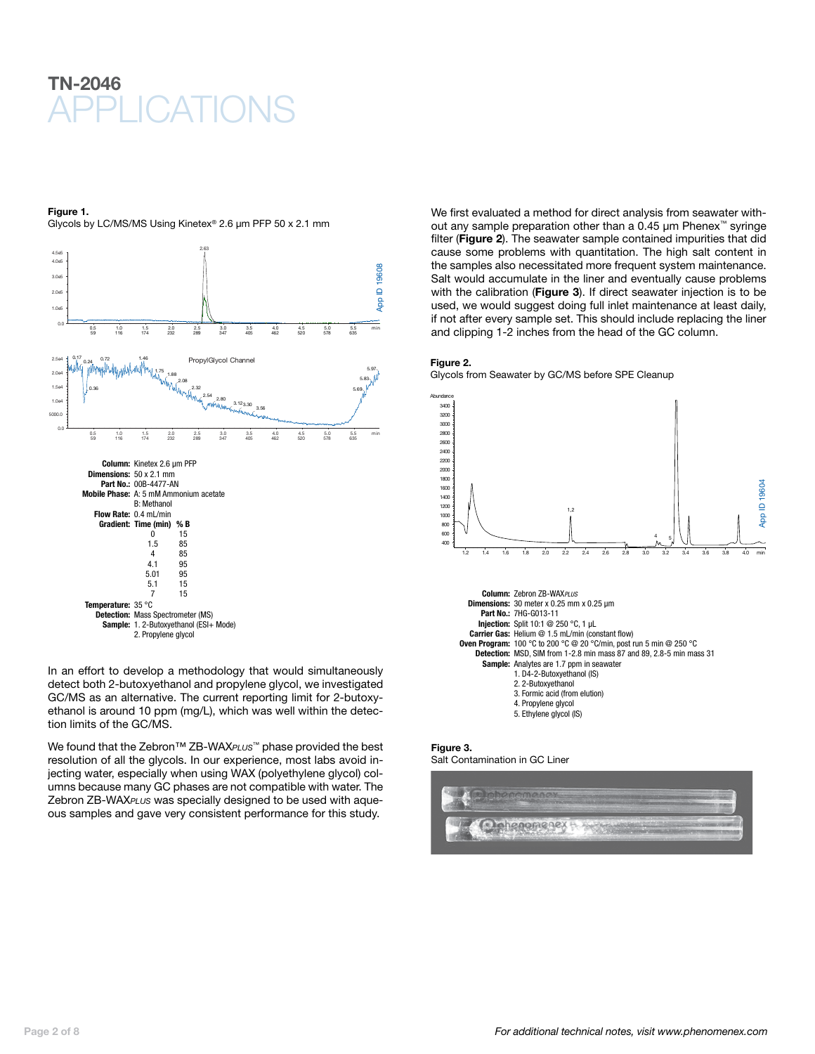**Figure 1.**
Glycols by LC/MS/MS Using Kinetex® 2.6 µm PFP 50 x 2.1 mm

**Column:** Kinetex 2.6 µm PFP
**Dimensions:** 50 x 2.1 mm
**Part No.:** 00B-4477-AN
**Mobile Phase:** A: 5 mM Ammonium acetate
B: Methanol
**Flow Rate:** 0.4 mL/min
**Gradient:**

| Time (min) | % B |
|---|---|
| 0 | 15 |
| 1.5 | 85 |
| 4 | 85 |
| 4.1 | 95 |
| 5.01 | 95 |
| 5.1 | 15 |
| 7 | 15 |

**Temperature:** 35 °C
**Detection:** Mass Spectrometer (MS)
**Sample:** 1. 2-Butoxyethanol (ESI+ Mode)
2. Propylene glycol

In an effort to develop a methodology that would simultaneously detect both 2-butoxyethanol and propylene glycol, we investigated GC/MS as an alternative. The current reporting limit for 2-butoxyethanol is around 10 ppm (mg/L), which was well within the detection limits of the GC/MS.

We found that the Zebron™ ZB-WAX*PLUS*™ phase provided the best resolution of all the glycols. In our experience, most labs avoid injecting water, especially when using WAX (polyethylene glycol) columns because many GC phases are not compatible with water. The Zebron ZB-WAX*PLUS* was specially designed to be used with aqueous samples and gave very consistent performance for this study.

We first evaluated a method for direct analysis from seawater without any sample preparation other than a 0.45 µm Phenex™ syringe filter (**Figure 2**). The seawater sample contained impurities that did cause some problems with quantitation. The high salt content in the samples also necessitated more frequent system maintenance. Salt would accumulate in the liner and eventually cause problems with the calibration (**Figure 3**). If direct seawater injection is to be used, we would suggest doing full inlet maintenance at least daily, if not after every sample set. This should include replacing the liner and clipping 1-2 inches from the head of the GC column.

**Figure 2.**
Glycols from Seawater by GC/MS before SPE Cleanup

**Column:** Zebron ZB-WAX*PLUS*
**Dimensions:** 30 meter x 0.25 mm x 0.25 µm
**Part No.:** 7HG-G013-11
**Injection:** Split 10:1 @ 250 °C, 1 µL
**Carrier Gas:** Helium @ 1.5 mL/min (constant flow)
**Oven Program:** 100 °C to 200 °C @ 20 °C/min, post run 5 min @ 250 °C
**Detection:** MSD, SIM from 1-2.8 min mass 87 and 89, 2.8-5 min mass 31
**Sample:** Analytes are 1.7 ppm in seawater
1. D4-2-Butoxyethanol (IS)
2. 2-Butoxyethanol
3. Formic acid (from elution)
4. Propylene glycol
5. Ethylene glycol (IS)

**Figure 3.**
Salt Contamination in GC Liner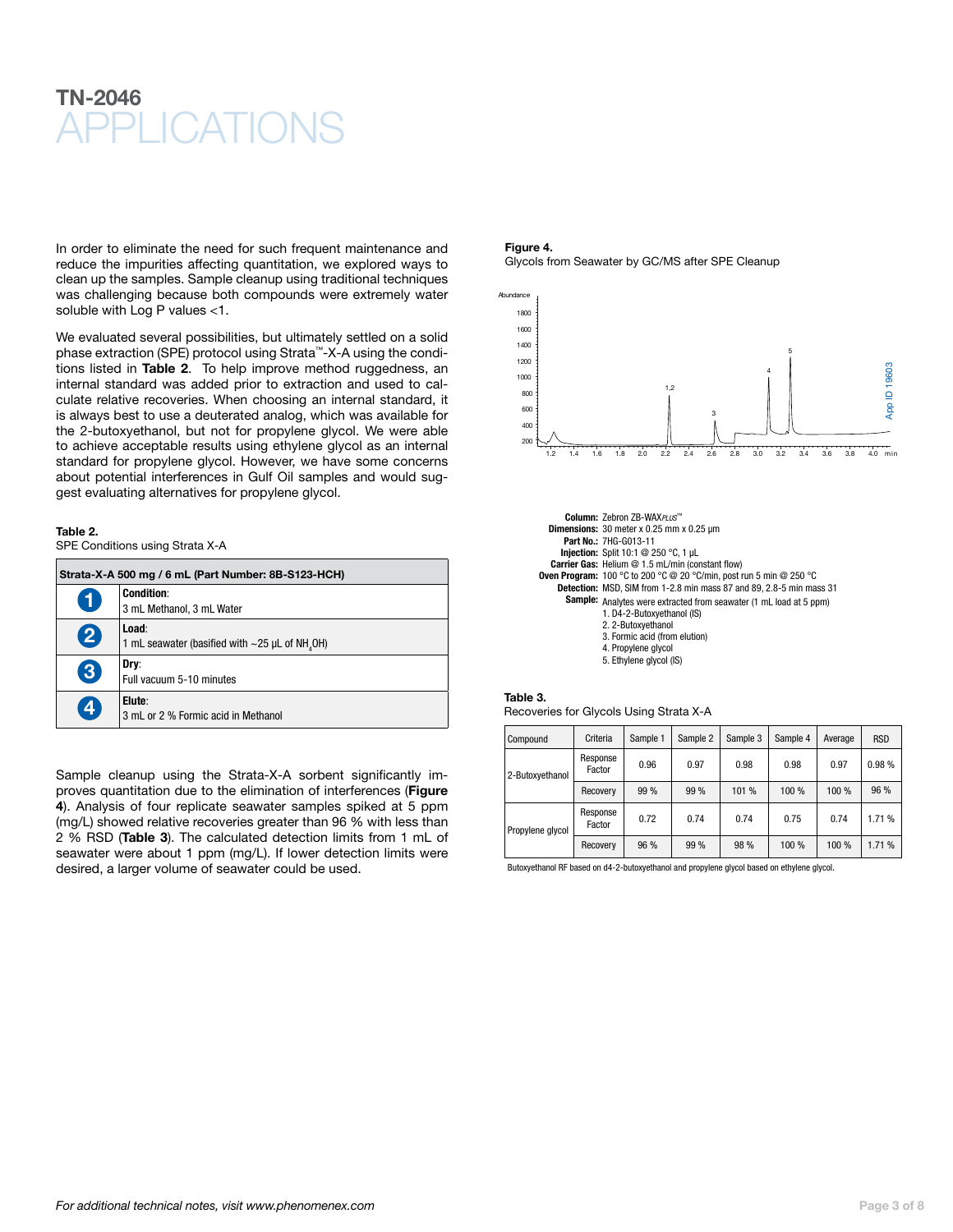In order to eliminate the need for such frequent maintenance and reduce the impurities affecting quantitation, we explored ways to clean up the samples. Sample cleanup using traditional techniques was challenging because both compounds were extremely water soluble with Log P values <1.

We evaluated several possibilities, but ultimately settled on a solid phase extraction (SPE) protocol using Strata™-X-A using the conditions listed in **Table 2**. To help improve method ruggedness, an internal standard was added prior to extraction and used to calculate relative recoveries. When choosing an internal standard, it is always best to use a deuterated analog, which was available for the 2-butoxyethanol, but not for propylene glycol. We were able to achieve acceptable results using ethylene glycol as an internal standard for propylene glycol. However, we have some concerns about potential interferences in Gulf Oil samples and would suggest evaluating alternatives for propylene glycol.

**Table 2.**
SPE Conditions using Strata X-A

| Strata-X-A 500 mg / 6 mL (Part Number: 8B-S123-HCH) | |
|---|---|
| 1 | **Condition**: 3 mL Methanol, 3 mL Water |
| 2 | **Load**: 1 mL seawater (basified with ~25 µL of $NH_4OH$) |
| 3 | **Dry**: Full vacuum 5-10 minutes |
| 4 | **Elute**: 3 mL or 2 % Formic acid in Methanol |

Sample cleanup using the Strata-X-A sorbent significantly improves quantitation due to the elimination of interferences (**Figure 4**). Analysis of four replicate seawater samples spiked at 5 ppm (mg/L) showed relative recoveries greater than 96 % with less than 2 % RSD (**Table 3**). The calculated detection limits from 1 mL of seawater were about 1 ppm (mg/L). If lower detection limits were desired, a larger volume of seawater could be used.

**Figure 4.**
Glycols from Seawater by GC/MS after SPE Cleanup

**Column:** Zebron ZB-WAX*PLUS*™
**Dimensions:** 30 meter x 0.25 mm x 0.25 µm
**Part No.:** 7HG-G013-11
**Injection:** Split 10:1 @ 250 °C, 1 µL
**Carrier Gas:** Helium @ 1.5 mL/min (constant flow)
**Oven Program:** 100 °C to 200 °C @ 20 °C/min, post run 5 min @ 250 °C
**Detection:** MSD, SIM from 1-2.8 min mass 87 and 89, 2.8-5 min mass 31
**Sample:** Analytes were extracted from seawater (1 mL load at 5 ppm)
1. D4-2-Butoxyethanol (IS)
2. 2-Butoxyethanol
3. Formic acid (from elution)
4. Propylene glycol
5. Ethylene glycol (IS)

**Table 3.**
Recoveries for Glycols Using Strata X-A

| Compound | Criteria | Sample 1 | Sample 2 | Sample 3 | Sample 4 | Average | RSD |
|---|---|---|---|---|---|---|---|
| 2-Butoxyethanol | Response Factor | 0.96 | 0.97 | 0.98 | 0.98 | 0.97 | 0.98 % |
| | Recovery | 99 % | 99 % | 101 % | 100 % | 100 % | 96 % |
| Propylene glycol | Response Factor | 0.72 | 0.74 | 0.74 | 0.75 | 0.74 | 1.71 % |
| | Recovery | 96 % | 99 % | 98 % | 100 % | 100 % | 1.71 % |

Butoxyethanol RF based on d4-2-butoxyethanol and propylene glycol based on ethylene glycol.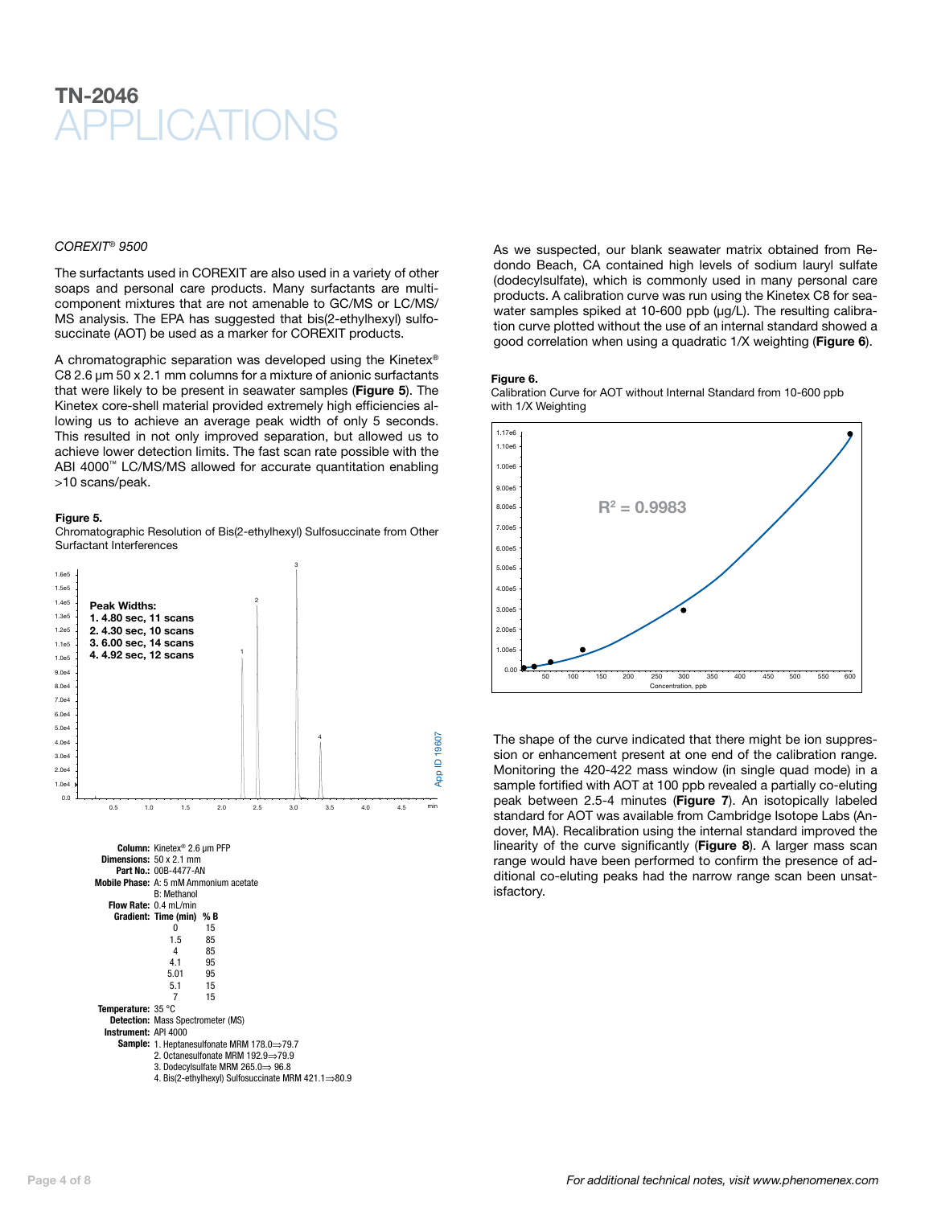# TN-2046 APPLICATIONS

*COREXIT® 9500*

The surfactants used in COREXIT are also used in a variety of other soaps and personal care products. Many surfactants are multi-component mixtures that are not amenable to GC/MS or LC/MS/MS analysis. The EPA has suggested that bis(2-ethylhexyl) sulfosuccinate (AOT) be used as a marker for COREXIT products.

A chromatographic separation was developed using the Kinetex® C8 2.6 µm 50 x 2.1 mm columns for a mixture of anionic surfactants that were likely to be present in seawater samples (**Figure 5**). The Kinetex core-shell material provided extremely high efficiencies allowing us to achieve an average peak width of only 5 seconds. This resulted in not only improved separation, but allowed us to achieve lower detection limits. The fast scan rate possible with the ABI 4000™ LC/MS/MS allowed for accurate quantitation enabling >10 scans/peak.

**Figure 5.**
Chromatographic Resolution of Bis(2-ethylhexyl) Sulfosuccinate from Other Surfactant Interferences

**Peak Widths:**
1. 4.80 sec, 11 scans
2. 4.30 sec, 10 scans
3. 6.00 sec, 14 scans
4. 4.92 sec, 12 scans

App ID 19607

**Column:** Kinetex® 2.6 µm PFP
**Dimensions:** 50 x 2.1 mm
**Part No.:** 00B-4477-AN
**Mobile Phase:** A: 5 mM Ammonium acetate
B: Methanol
**Flow Rate:** 0.4 mL/min
**Gradient:**

| Time (min) | % B |
|---|---|
| 0 | 15 |
| 1.5 | 85 |
| 4 | 85 |
| 4.1 | 95 |
| 5.01 | 95 |
| 5.1 | 15 |
| 7 | 15 |

**Temperature:** 35 °C
**Detection:** Mass Spectrometer (MS)
**Instrument:** API 4000
**Sample:**
1. Heptanesulfonate MRM 178.0⇒79.7
2. Octanesulfonate MRM 192.9⇒79.9
3. Dodecylsulfate MRM 265.0⇒ 96.8
4. Bis(2-ethylhexyl) Sulfosuccinate MRM 421.1⇒80.9

As we suspected, our blank seawater matrix obtained from Redondo Beach, CA contained high levels of sodium lauryl sulfate (dodecylsulfate), which is commonly used in many personal care products. A calibration curve was run using the Kinetex C8 for seawater samples spiked at 10-600 ppb (µg/L). The resulting calibration curve plotted without the use of an internal standard showed a good correlation when using a quadratic 1/X weighting (**Figure 6**).

**Figure 6.**
Calibration Curve for AOT without Internal Standard from 10-600 ppb with 1/X Weighting

$R^2 = 0.9983$

The shape of the curve indicated that there might be ion suppression or enhancement present at one end of the calibration range. Monitoring the 420-422 mass window (in single quad mode) in a sample fortified with AOT at 100 ppb revealed a partially co-eluting peak between 2.5-4 minutes (**Figure 7**). An isotopically labeled standard for AOT was available from Cambridge Isotope Labs (Andover, MA). Recalibration using the internal standard improved the linearity of the curve significantly (**Figure 8**). A larger mass scan range would have been performed to confirm the presence of additional co-eluting peaks had the narrow range scan been unsatisfactory.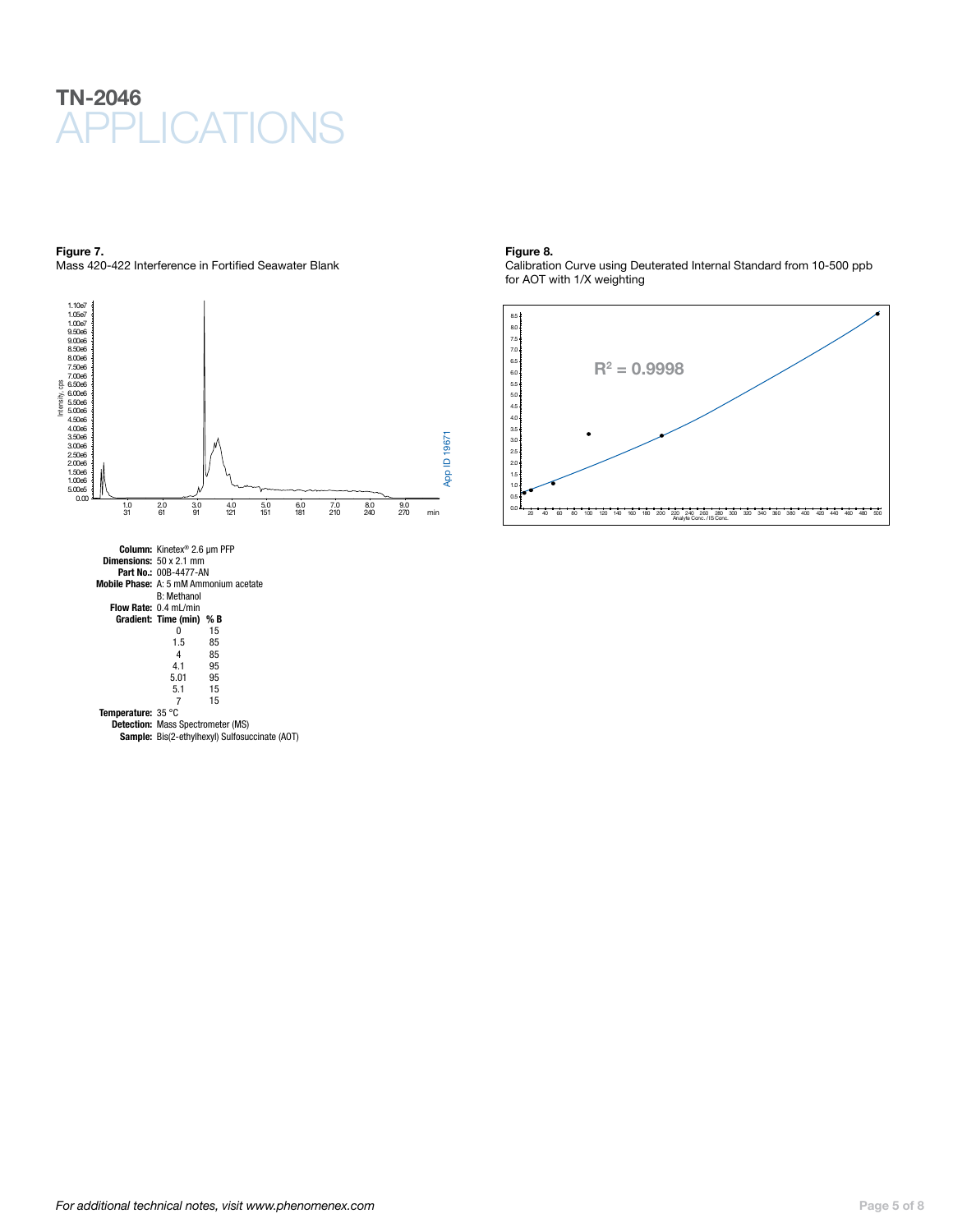**Figure 7.**
Mass 420-422 Interference in Fortified Seawater Blank

**Column:** Kinetex® 2.6 µm PFP
**Dimensions:** 50 x 2.1 mm
**Part No.:** 00B-4477-AN
**Mobile Phase:** A: 5 mM Ammonium acetate
B: Methanol
**Flow Rate:** 0.4 mL/min
**Gradient:**

| Time (min) | % B |
|---|---|
| 0 | 15 |
| 1.5 | 85 |
| 4 | 85 |
| 4.1 | 95 |
| 5.01 | 95 |
| 5.1 | 15 |
| 7 | 15 |

**Temperature:** 35 °C
**Detection:** Mass Spectrometer (MS)
**Sample:** Bis(2-ethylhexyl) Sulfosuccinate (AOT)

**Figure 8.**
Calibration Curve using Deuterated Internal Standard from 10-500 ppb for AOT with 1/X weighting

$R^2 = 0.9998$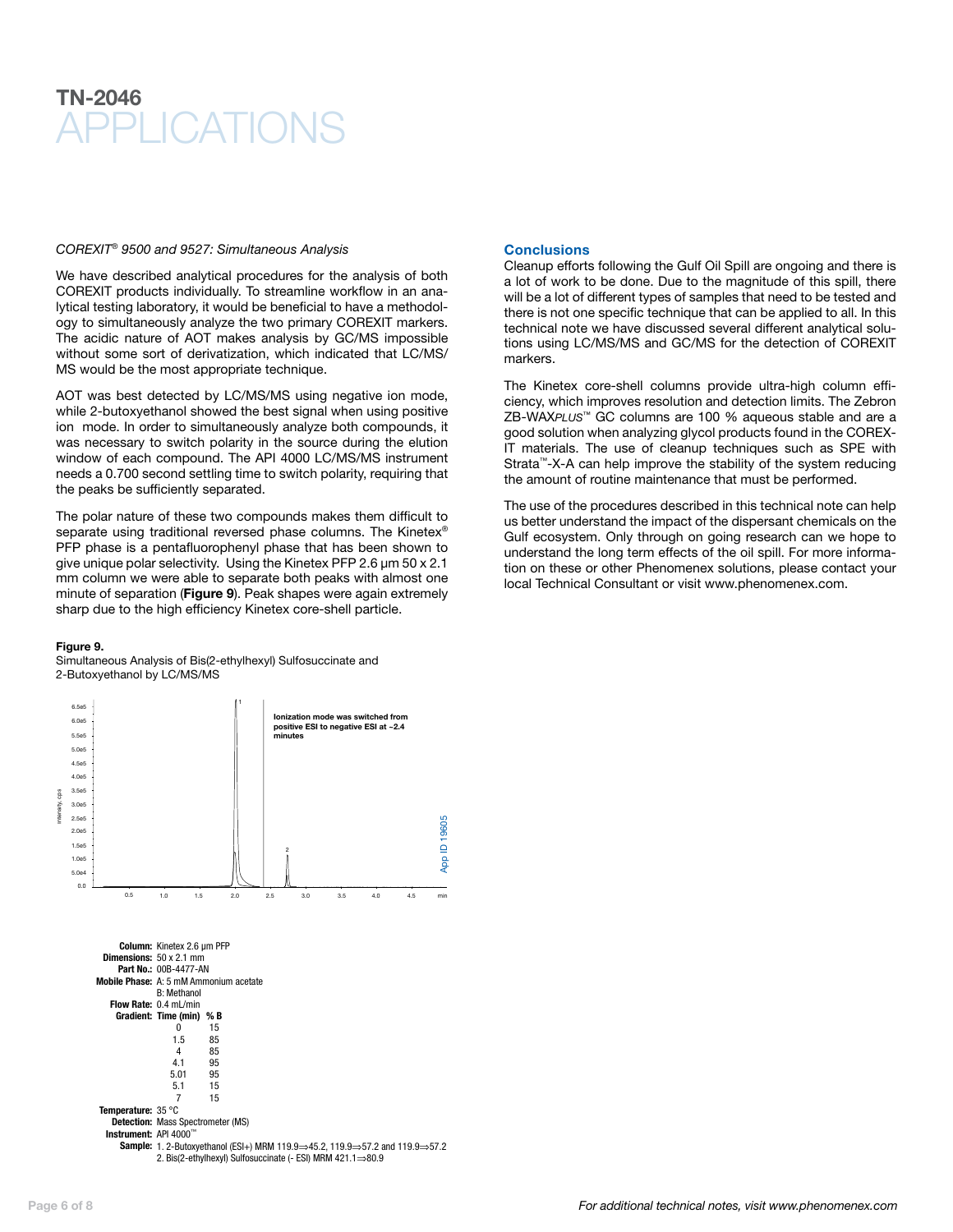# TN-2046 APPLICATIONS

*COREXIT® 9500 and 9527: Simultaneous Analysis*

We have described analytical procedures for the analysis of both COREXIT products individually. To streamline workflow in an analytical testing laboratory, it would be beneficial to have a methodology to simultaneously analyze the two primary COREXIT markers. The acidic nature of AOT makes analysis by GC/MS impossible without some sort of derivatization, which indicated that LC/MS/MS would be the most appropriate technique.

AOT was best detected by LC/MS/MS using negative ion mode, while 2-butoxyethanol showed the best signal when using positive ion mode. In order to simultaneously analyze both compounds, it was necessary to switch polarity in the source during the elution window of each compound. The API 4000 LC/MS/MS instrument needs a 0.700 second settling time to switch polarity, requiring that the peaks be sufficiently separated.

The polar nature of these two compounds makes them difficult to separate using traditional reversed phase columns. The Kinetex® PFP phase is a pentafluorophenyl phase that has been shown to give unique polar selectivity. Using the Kinetex PFP 2.6 µm 50 x 2.1 mm column we were able to separate both peaks with almost one minute of separation (**Figure 9**). Peak shapes were again extremely sharp due to the high efficiency Kinetex core-shell particle.

**Figure 9.**
Simultaneous Analysis of Bis(2-ethylhexyl) Sulfosuccinate and 2-Butoxyethanol by LC/MS/MS

Ionization mode was switched from positive ESI to negative ESI at ~2.4 minutes

App ID 19605

**Column:** Kinetex 2.6 µm PFP
**Dimensions:** 50 x 2.1 mm
**Part No.:** 00B-4477-AN
**Mobile Phase:** A: 5 mM Ammonium acetate
B: Methanol
**Flow Rate:** 0.4 mL/min
**Gradient:**

| Time (min) | % B |
|---|---|
| 0 | 15 |
| 1.5 | 85 |
| 4 | 85 |
| 4.1 | 95 |
| 5.01 | 95 |
| 5.1 | 15 |
| 7 | 15 |

**Temperature:** 35 °C
**Detection:** Mass Spectrometer (MS)
**Instrument:** API 4000™
**Sample:** 1. 2-Butoxyethanol (ESI+) MRM 119.9⇒45.2, 119.9⇒57.2 and 119.9⇒57.2
2. Bis(2-ethylhexyl) Sulfosuccinate (- ESI) MRM 421.1⇒80.9

## Conclusions

Cleanup efforts following the Gulf Oil Spill are ongoing and there is a lot of work to be done. Due to the magnitude of this spill, there will be a lot of different types of samples that need to be tested and there is not one specific technique that can be applied to all. In this technical note we have discussed several different analytical solutions using LC/MS/MS and GC/MS for the detection of COREXIT markers.

The Kinetex core-shell columns provide ultra-high column efficiency, which improves resolution and detection limits. The Zebron ZB-WAX*PLUS*™ GC columns are 100 % aqueous stable and are a good solution when analyzing glycol products found in the COREXIT materials. The use of cleanup techniques such as SPE with Strata™-X-A can help improve the stability of the system reducing the amount of routine maintenance that must be performed.

The use of the procedures described in this technical note can help us better understand the impact of the dispersant chemicals on the Gulf ecosystem. Only through on going research can we hope to understand the long term effects of the oil spill. For more information on these or other Phenomenex solutions, please contact your local Technical Consultant or visit www.phenomenex.com.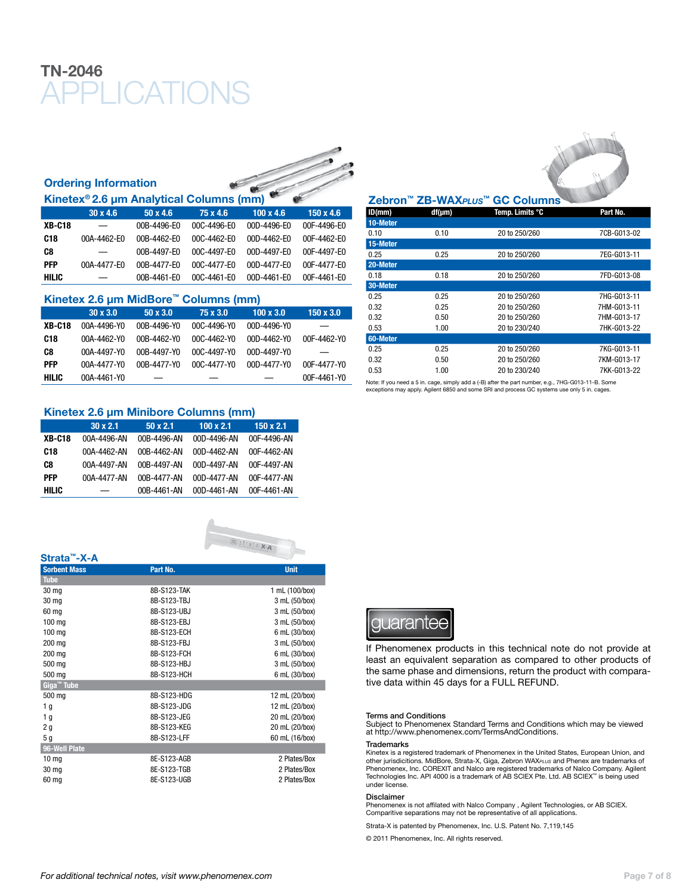# TN-2046
# APPLICATIONS

## Ordering Information

### Kinetex® 2.6 µm Analytical Columns (mm)

| | 30 x 4.6 | 50 x 4.6 | 75 x 4.6 | 100 x 4.6 | 150 x 4.6 |
|---|---|---|---|---|---|
| **XB-C18** | — | 00B-4496-E0 | 00C-4496-E0 | 00D-4496-E0 | 00F-4496-E0 |
| **C18** | 00A-4462-E0 | 00B-4462-E0 | 00C-4462-E0 | 00D-4462-E0 | 00F-4462-E0 |
| **C8** | — | 00B-4497-E0 | 00C-4497-E0 | 00D-4497-E0 | 00F-4497-E0 |
| **PFP** | 00A-4477-E0 | 00B-4477-E0 | 00C-4477-E0 | 00D-4477-E0 | 00F-4477-E0 |
| **HILIC** | — | 00B-4461-E0 | 00C-4461-E0 | 00D-4461-E0 | 00F-4461-E0 |

### Kinetex 2.6 µm MidBore™ Columns (mm)

| | 30 x 3.0 | 50 x 3.0 | 75 x 3.0 | 100 x 3.0 | 150 x 3.0 |
|---|---|---|---|---|---|
| **XB-C18** | 00A-4496-Y0 | 00B-4496-Y0 | 00C-4496-Y0 | 00D-4496-Y0 | — |
| **C18** | 00A-4462-Y0 | 00B-4462-Y0 | 00C-4462-Y0 | 00D-4462-Y0 | 00F-4462-Y0 |
| **C8** | 00A-4497-Y0 | 00B-4497-Y0 | 00C-4497-Y0 | 00D-4497-Y0 | — |
| **PFP** | 00A-4477-Y0 | 00B-4477-Y0 | 00C-4477-Y0 | 00D-4477-Y0 | 00F-4477-Y0 |
| **HILIC** | 00A-4461-Y0 | — | — | — | 00F-4461-Y0 |

### Kinetex 2.6 µm Minibore Columns (mm)

| | 30 x 2.1 | 50 x 2.1 | 100 x 2.1 | 150 x 2.1 |
|---|---|---|---|---|
| **XB-C18** | 00A-4496-AN | 00B-4496-AN | 00D-4496-AN | 00F-4496-AN |
| **C18** | 00A-4462-AN | 00B-4462-AN | 00D-4462-AN | 00F-4462-AN |
| **C8** | 00A-4497-AN | 00B-4497-AN | 00D-4497-AN | 00F-4497-AN |
| **PFP** | 00A-4477-AN | 00B-4477-AN | 00D-4477-AN | 00F-4477-AN |
| **HILIC** | — | 00B-4461-AN | 00D-4461-AN | 00F-4461-AN |

### Strata™-X-A

| Sorbent Mass | Part No. | Unit |
|---|---|---|
| **Tube** | | |
| 30 mg | 8B-S123-TAK | 1 mL (100/box) |
| 30 mg | 8B-S123-TBJ | 3 mL (50/box) |
| 60 mg | 8B-S123-UBJ | 3 mL (50/box) |
| 100 mg | 8B-S123-EBJ | 3 mL (50/box) |
| 100 mg | 8B-S123-ECH | 6 mL (30/box) |
| 200 mg | 8B-S123-FBJ | 3 mL (50/box) |
| 200 mg | 8B-S123-FCH | 6 mL (30/box) |
| 500 mg | 8B-S123-HBJ | 3 mL (50/box) |
| 500 mg | 8B-S123-HCH | 6 mL (30/box) |
| **Giga™ Tube** | | |
| 500 mg | 8B-S123-HDG | 12 mL (20/box) |
| 1 g | 8B-S123-JDG | 12 mL (20/box) |
| 1 g | 8B-S123-JEG | 20 mL (20/box) |
| 2 g | 8B-S123-KEG | 20 mL (20/box) |
| 5 g | 8B-S123-LFF | 60 mL (16/box) |
| **96-Well Plate** | | |
| 10 mg | 8E-S123-AGB | 2 Plates/Box |
| 30 mg | 8E-S123-TGB | 2 Plates/Box |
| 60 mg | 8E-S123-UGB | 2 Plates/Box |

### Zebron™ ZB-WAX*PLUS*™ GC Columns

| ID(mm) | df(µm) | Temp. Limits °C | Part No. |
|---|---|---|---|
| **10-Meter** | | | |
| 0.10 | 0.10 | 20 to 250/260 | 7CB-G013-02 |
| **15-Meter** | | | |
| 0.25 | 0.25 | 20 to 250/260 | 7EG-G013-11 |
| **20-Meter** | | | |
| 0.18 | 0.18 | 20 to 250/260 | 7FD-G013-08 |
| **30-Meter** | | | |
| 0.25 | 0.25 | 20 to 250/260 | 7HG-G013-11 |
| 0.32 | 0.25 | 20 to 250/260 | 7HM-G013-11 |
| 0.32 | 0.50 | 20 to 250/260 | 7HM-G013-17 |
| 0.53 | 1.00 | 20 to 230/240 | 7HK-G013-22 |
| **60-Meter** | | | |
| 0.25 | 0.25 | 20 to 250/260 | 7KG-G013-11 |
| 0.32 | 0.50 | 20 to 250/260 | 7KM-G013-17 |
| 0.53 | 1.00 | 20 to 230/240 | 7KK-G013-22 |

Note: If you need a 5 in. cage, simply add a (-B) after the part number, e.g., 7HG-G013-11-B. Some exceptions may apply. Agilent 6850 and some SRI and process GC systems use only 5 in. cages.

**guarantee**

If Phenomenex products in this technical note do not provide at least an equivalent separation as compared to other products of the same phase and dimensions, return the product with comparative data within 45 days for a FULL REFUND.

**Terms and Conditions**
Subject to Phenomenex Standard Terms and Conditions which may be viewed at http://www.phenomenex.com/TermsAndConditions.

**Trademarks**
Kinetex is a registered trademark of Phenomenex in the United States, European Union, and other jurisdicitions. MidBore, Strata-X, Giga, Zebron WAX*PLUS* and Phenex are trademarks of Phenomenex, Inc. COREXIT and Nalco are registered trademarks of Nalco Company. Agilent Technologies Inc. API 4000 is a trademark of AB SCIEX Pte. Ltd. AB SCIEX™ is being used under license.

**Disclaimer**
Phenomenex is not affilated with Nalco Company , Agilent Technologies, or AB SCIEX. Comparitive separations may not be representative of all applications.

Strata-X is patented by Phenomenex, Inc. U.S. Patent No. 7,119,145

© 2011 Phenomenex, Inc. All rights reserved.

*For additional technical notes, visit www.phenomenex.com*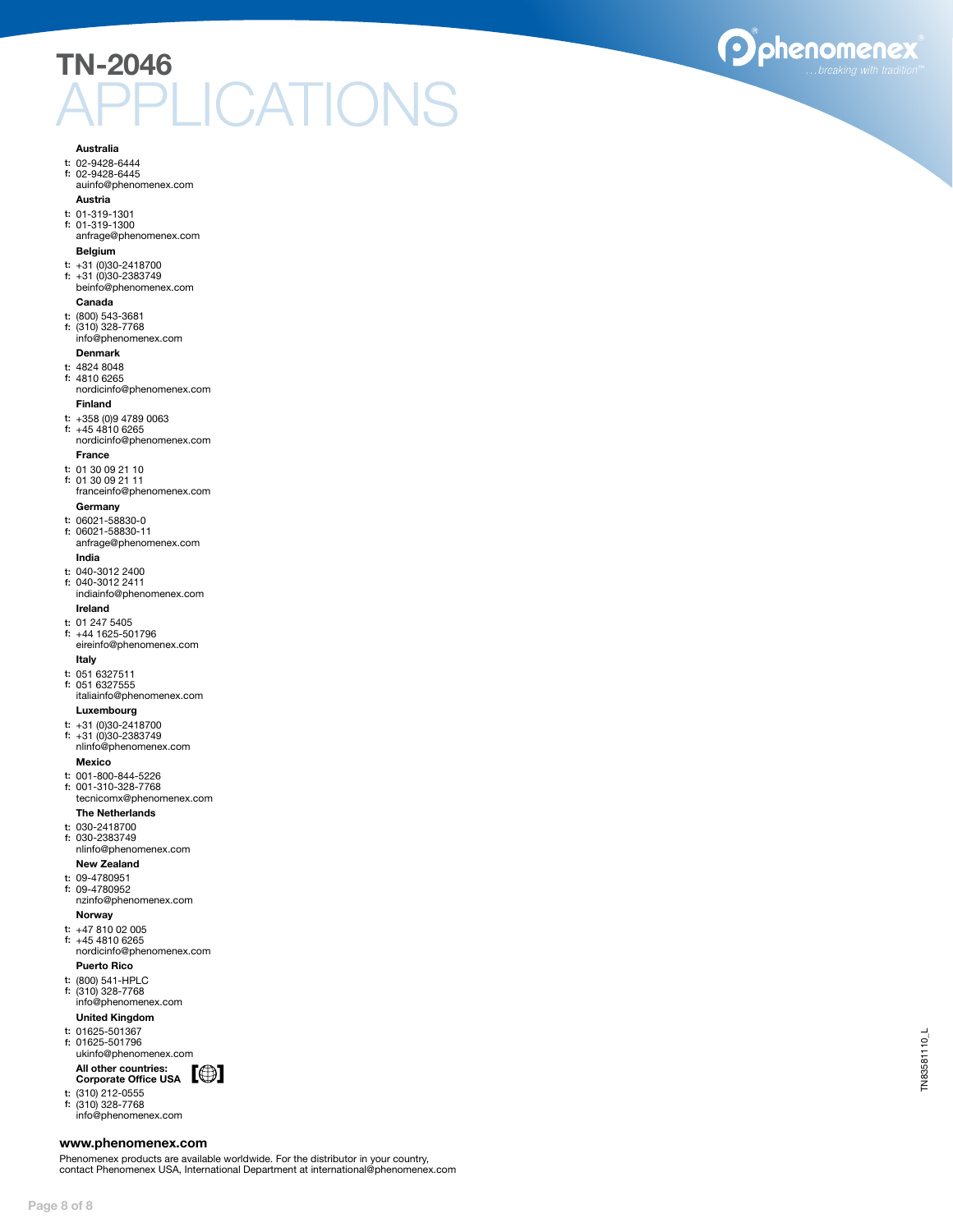# TN-2046
# APPLICATIONS

**Australia**
t: 02-9428-6444
f: 02-9428-6445
auinfo@phenomenex.com

**Austria**
t: 01-319-1301
f: 01-319-1300
anfrage@phenomenex.com

**Belgium**
t: +31 (0)30-2418700
f: +31 (0)30-2383749
beinfo@phenomenex.com

**Canada**
t: (800) 543-3681
f: (310) 328-7768
info@phenomenex.com

**Denmark**
t: 4824 8048
f: 4810 6265
nordicinfo@phenomenex.com

**Finland**
t: +358 (0)9 4789 0063
f: +45 4810 6265
nordicinfo@phenomenex.com

**France**
t: 01 30 09 21 10
f: 01 30 09 21 11
franceinfo@phenomenex.com

**Germany**
t: 06021-58830-0
f: 06021-58830-11
anfrage@phenomenex.com

**India**
t: 040-3012 2400
f: 040-3012 2411
indiainfo@phenomenex.com

**Ireland**
t: 01 247 5405
f: +44 1625-501796
eireinfo@phenomenex.com

**Italy**
t: 051 6327511
f: 051 6327555
italiainfo@phenomenex.com

**Luxembourg**
t: +31 (0)30-2418700
f: +31 (0)30-2383749
nlinfo@phenomenex.com

**Mexico**
t: 001-800-844-5226
f: 001-310-328-7768
tecnicomx@phenomenex.com

**The Netherlands**
t: 030-2418700
f: 030-2383749
nlinfo@phenomenex.com

**New Zealand**
t: 09-4780951
f: 09-4780952
nzinfo@phenomenex.com

**Norway**
t: +47 810 02 005
f: +45 4810 6265
nordicinfo@phenomenex.com

**Puerto Rico**
t: (800) 541-HPLC
f: (310) 328-7768
info@phenomenex.com

**United Kingdom**
t: 01625-501367
f: 01625-501796
ukinfo@phenomenex.com

**All other countries:**
**Corporate Office USA**
t: (310) 212-0555
f: (310) 328-7768
info@phenomenex.com

**www.phenomenex.com**

Phenomenex products are available worldwide. For the distributor in your country, contact Phenomenex USA, International Department at international@phenomenex.com

TN83581110_L